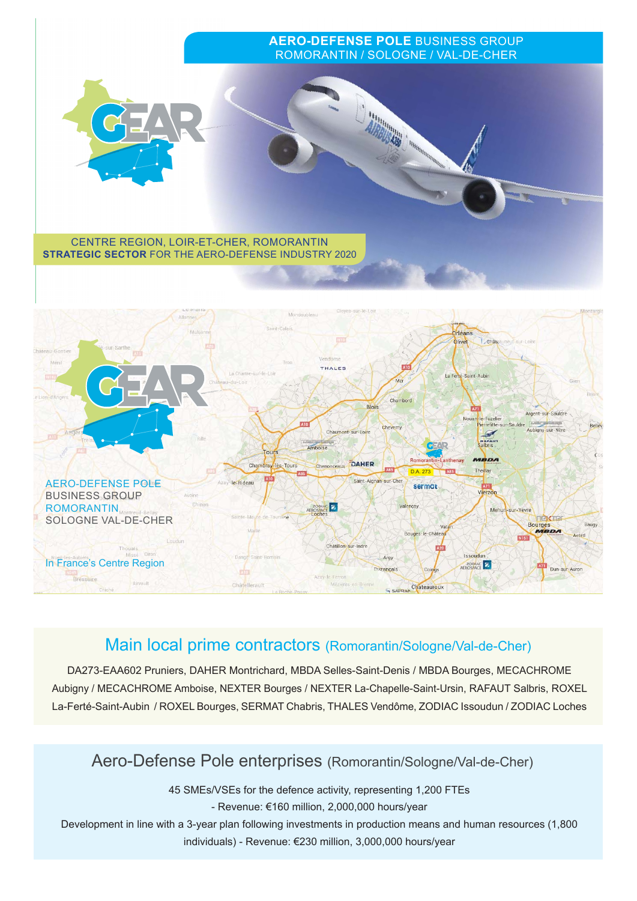**AERO-DEFENSE POLE** BUSINESS GROUP
ROMORANTIN / SOLOGNE / VAL-DE-CHER

CENTRE REGION, LOIR-ET-CHER, ROMORANTIN
**STRATEGIC SECTOR** FOR THE AERO-DEFENSE INDUSTRY 2020

AERO-DEFENSE POLE
BUSINESS GROUP
ROMORANTIN
SOLOGNE VAL-DE-CHER

In France's Centre Region

## Main local prime contractors (Romorantin/Sologne/Val-de-Cher)

DA273-EAA602 Pruniers, DAHER Montrichard, MBDA Selles-Saint-Denis / MBDA Bourges, MECACHROME Aubigny / MECACHROME Amboise, NEXTER Bourges / NEXTER La-Chapelle-Saint-Ursin, RAFAUT Salbris, ROXEL La-Ferté-Saint-Aubin / ROXEL Bourges, SERMAT Chabris, THALES Vendôme, ZODIAC Issoudun / ZODIAC Loches

## Aero-Defense Pole enterprises (Romorantin/Sologne/Val-de-Cher)

45 SMEs/VSEs for the defence activity, representing 1,200 FTEs
- Revenue: €160 million, 2,000,000 hours/year

Development in line with a 3-year plan following investments in production means and human resources (1,800 individuals) - Revenue: €230 million, 3,000,000 hours/year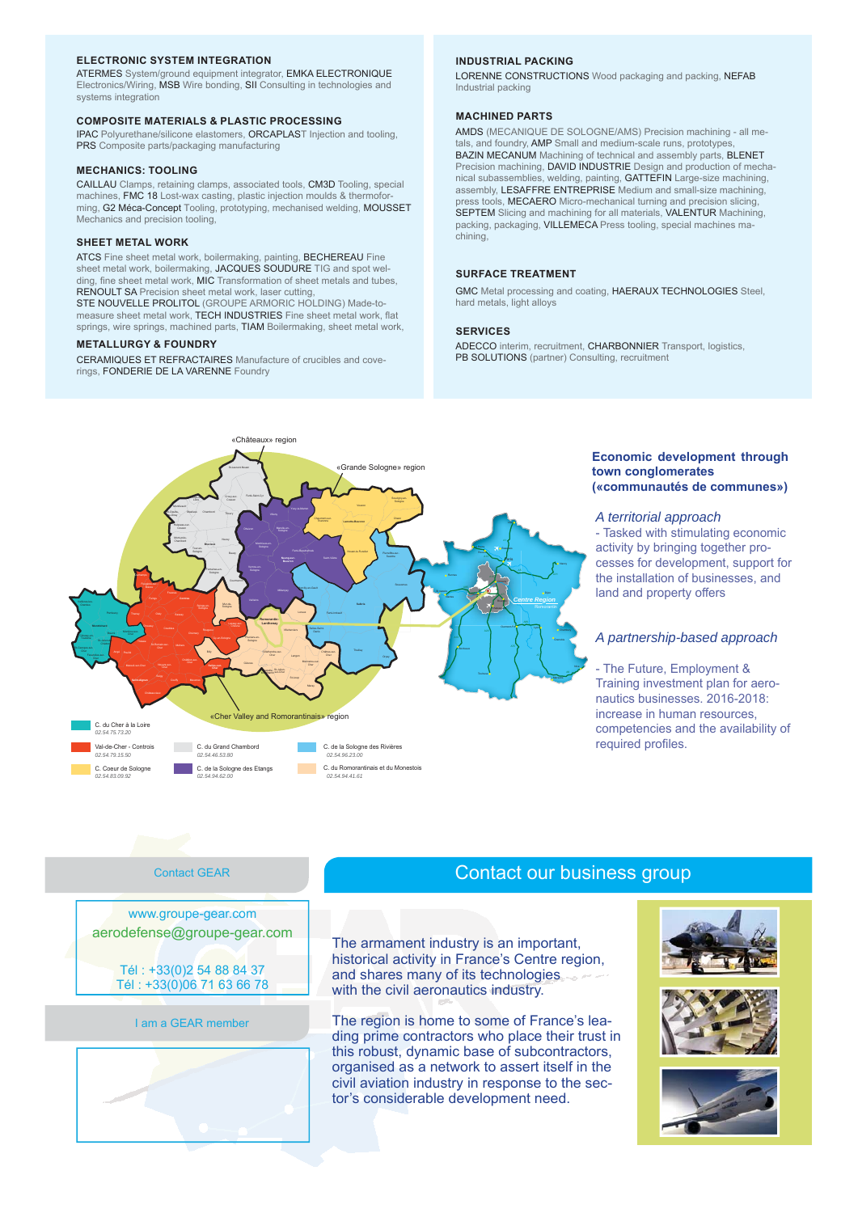### ELECTRONIC SYSTEM INTEGRATION

ATERMES System/ground equipment integrator, EMKA ELECTRONIQUE Electronics/Wiring, MSB Wire bonding, SII Consulting in technologies and systems integration

### COMPOSITE MATERIALS & PLASTIC PROCESSING

IPAC Polyurethane/silicone elastomers, ORCAPLAST Injection and tooling, PRS Composite parts/packaging manufacturing

### MECHANICS: TOOLING

CAILLAU Clamps, retaining clamps, associated tools, CM3D Tooling, special machines, FMC 18 Lost-wax casting, plastic injection moulds & thermoforming, G2 Méca-Concept Tooling, prototyping, mechanised welding, MOUSSET Mechanics and precision tooling,

### SHEET METAL WORK

ATCS Fine sheet metal work, boilermaking, painting, BECHEREAU Fine sheet metal work, boilermaking, JACQUES SOUDURE TIG and spot welding, fine sheet metal work, MIC Transformation of sheet metals and tubes, RENOULT SA Precision sheet metal work, laser cutting,
STE NOUVELLE PROLITOL (GROUPE ARMORIC HOLDING) Made-to-measure sheet metal work, TECH INDUSTRIES Fine sheet metal work, flat springs, wire springs, machined parts, TIAM Boilermaking, sheet metal work,

### METALLURGY & FOUNDRY

CERAMIQUES ET REFRACTAIRES Manufacture of crucibles and coverings, FONDERIE DE LA VARENNE Foundry

### INDUSTRIAL PACKING

LORENNE CONSTRUCTIONS Wood packaging and packing, NEFAB Industrial packing

### MACHINED PARTS

AMDS (MECANIQUE DE SOLOGNE/AMS) Precision machining - all metals, and foundry, AMP Small and medium-scale runs, prototypes,
BAZIN MECANUM Machining of technical and assembly parts, BLENET Precision machining, DAVID INDUSTRIE Design and production of mechanical subassemblies, welding, painting, GATTEFIN Large-size machining, assembly, LESAFFRE ENTREPRISE Medium and small-size machining, press tools, MECAERO Micro-mechanical turning and precision slicing, SEPTEM Slicing and machining for all materials, VALENTUR Machining, packing, packaging, VILLEMECA Press tooling, special machines machining,

### SURFACE TREATMENT

GMC Metal processing and coating, HAERAUX TECHNOLOGIES Steel, hard metals, light alloys

### SERVICES

ADECCO interim, recruitment, CHARBONNIER Transport, logistics,
PB SOLUTIONS (partner) Consulting, recruitment

«Châteaux» region

«Grande Sologne» region

«Cher Valley and Romorantinais» region

Centre Region

C. du Cher à la Loire 02.54.75.73.20

Val-de-Cher - Controis 02.54.79.15.50

C. Coeur de Sologne 02.54.83.09.92

C. du Grand Chambord 02.54.46.53.80

C. de la Sologne des Etangs 02.54.94.62.00

C. de la Sologne des Rivières 02.54.96.23.00

C. du Romorantinais et du Monestois 02.54.94.41.61

### Economic development through town conglomerates («communautés de communes»)

*A territorial approach*

- Tasked with stimulating economic activity by bringing together processes for development, support for the installation of businesses, and land and property offers

*A partnership-based approach*

- The Future, Employment & Training investment plan for aeronautics businesses. 2016-2018: increase in human resources, competencies and the availability of required profiles.

Contact GEAR

www.groupe-gear.com
aerodefense@groupe-gear.com

Tél : +33(0)2 54 88 84 37
Tél : +33(0)06 71 63 66 78

I am a GEAR member

## Contact our business group

The armament industry is an important, historical activity in France's Centre region, and shares many of its technologies with the civil aeronautics industry.

The region is home to some of France's leading prime contractors who place their trust in this robust, dynamic base of subcontractors, organised as a network to assert itself in the civil aviation industry in response to the sector's considerable development need.